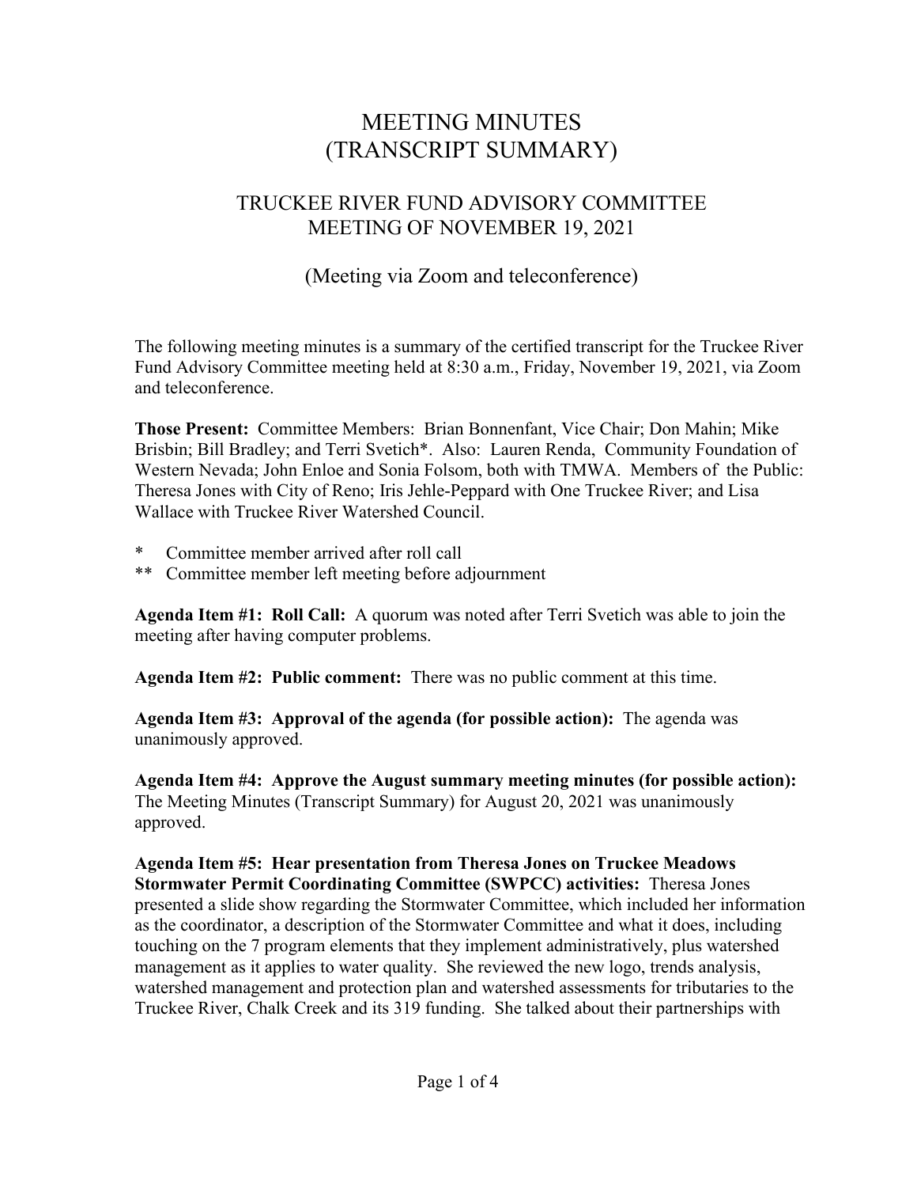# MEETING MINUTES
# (TRANSCRIPT SUMMARY)

## TRUCKEE RIVER FUND ADVISORY COMMITTEE
## MEETING OF NOVEMBER 19, 2021

### (Meeting via Zoom and teleconference)

The following meeting minutes is a summary of the certified transcript for the Truckee River Fund Advisory Committee meeting held at 8:30 a.m., Friday, November 19, 2021, via Zoom and teleconference.

**Those Present:** Committee Members: Brian Bonnenfant, Vice Chair; Don Mahin; Mike Brisbin; Bill Bradley; and Terri Svetich*. Also: Lauren Renda, Community Foundation of Western Nevada; John Enloe and Sonia Folsom, both with TMWA. Members of the Public: Theresa Jones with City of Reno; Iris Jehle-Peppard with One Truckee River; and Lisa Wallace with Truckee River Watershed Council.

\* Committee member arrived after roll call
\*\* Committee member left meeting before adjournment

**Agenda Item #1: Roll Call:** A quorum was noted after Terri Svetich was able to join the meeting after having computer problems.

**Agenda Item #2: Public comment:** There was no public comment at this time.

**Agenda Item #3: Approval of the agenda (for possible action):** The agenda was unanimously approved.

**Agenda Item #4: Approve the August summary meeting minutes (for possible action):** The Meeting Minutes (Transcript Summary) for August 20, 2021 was unanimously approved.

**Agenda Item #5: Hear presentation from Theresa Jones on Truckee Meadows Stormwater Permit Coordinating Committee (SWPCC) activities:** Theresa Jones presented a slide show regarding the Stormwater Committee, which included her information as the coordinator, a description of the Stormwater Committee and what it does, including touching on the 7 program elements that they implement administratively, plus watershed management as it applies to water quality. She reviewed the new logo, trends analysis, watershed management and protection plan and watershed assessments for tributaries to the Truckee River, Chalk Creek and its 319 funding. She talked about their partnerships with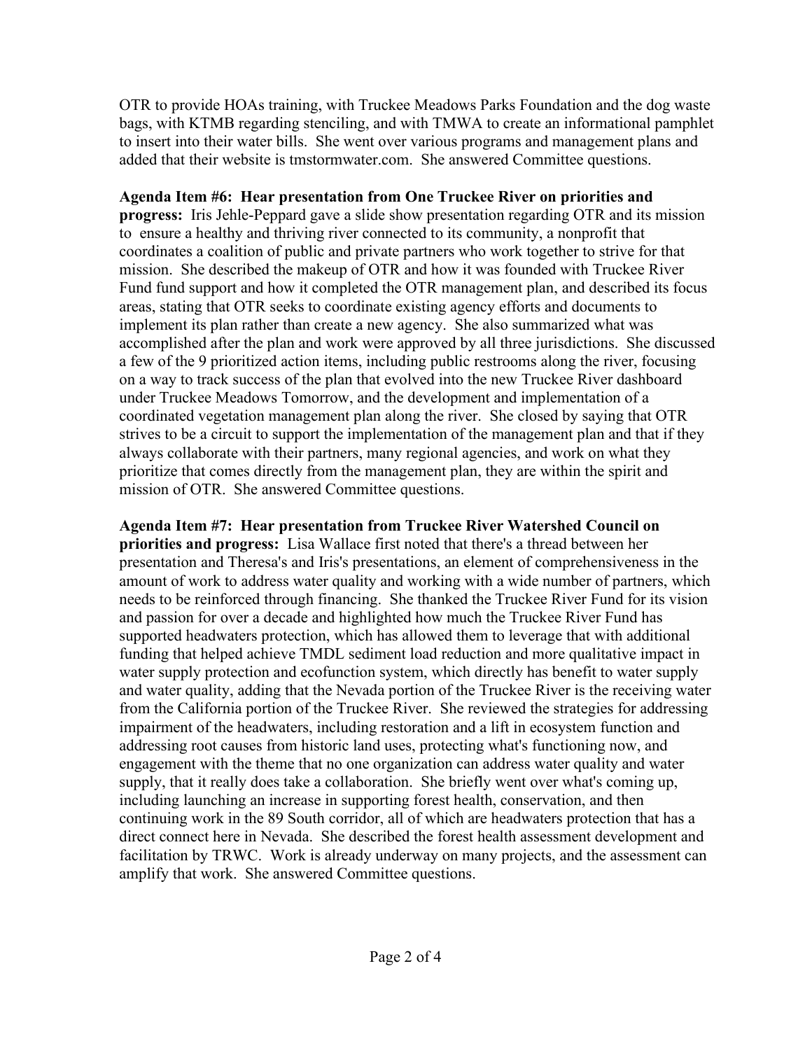OTR to provide HOAs training, with Truckee Meadows Parks Foundation and the dog waste bags, with KTMB regarding stenciling, and with TMWA to create an informational pamphlet to insert into their water bills. She went over various programs and management plans and added that their website is tmstormwater.com. She answered Committee questions.

**Agenda Item #6: Hear presentation from One Truckee River on priorities and progress:** Iris Jehle-Peppard gave a slide show presentation regarding OTR and its mission to ensure a healthy and thriving river connected to its community, a nonprofit that coordinates a coalition of public and private partners who work together to strive for that mission. She described the makeup of OTR and how it was founded with Truckee River Fund fund support and how it completed the OTR management plan, and described its focus areas, stating that OTR seeks to coordinate existing agency efforts and documents to implement its plan rather than create a new agency. She also summarized what was accomplished after the plan and work were approved by all three jurisdictions. She discussed a few of the 9 prioritized action items, including public restrooms along the river, focusing on a way to track success of the plan that evolved into the new Truckee River dashboard under Truckee Meadows Tomorrow, and the development and implementation of a coordinated vegetation management plan along the river. She closed by saying that OTR strives to be a circuit to support the implementation of the management plan and that if they always collaborate with their partners, many regional agencies, and work on what they prioritize that comes directly from the management plan, they are within the spirit and mission of OTR. She answered Committee questions.

**Agenda Item #7: Hear presentation from Truckee River Watershed Council on priorities and progress:** Lisa Wallace first noted that there's a thread between her presentation and Theresa's and Iris's presentations, an element of comprehensiveness in the amount of work to address water quality and working with a wide number of partners, which needs to be reinforced through financing. She thanked the Truckee River Fund for its vision and passion for over a decade and highlighted how much the Truckee River Fund has supported headwaters protection, which has allowed them to leverage that with additional funding that helped achieve TMDL sediment load reduction and more qualitative impact in water supply protection and ecofunction system, which directly has benefit to water supply and water quality, adding that the Nevada portion of the Truckee River is the receiving water from the California portion of the Truckee River. She reviewed the strategies for addressing impairment of the headwaters, including restoration and a lift in ecosystem function and addressing root causes from historic land uses, protecting what's functioning now, and engagement with the theme that no one organization can address water quality and water supply, that it really does take a collaboration. She briefly went over what's coming up, including launching an increase in supporting forest health, conservation, and then continuing work in the 89 South corridor, all of which are headwaters protection that has a direct connect here in Nevada. She described the forest health assessment development and facilitation by TRWC. Work is already underway on many projects, and the assessment can amplify that work. She answered Committee questions.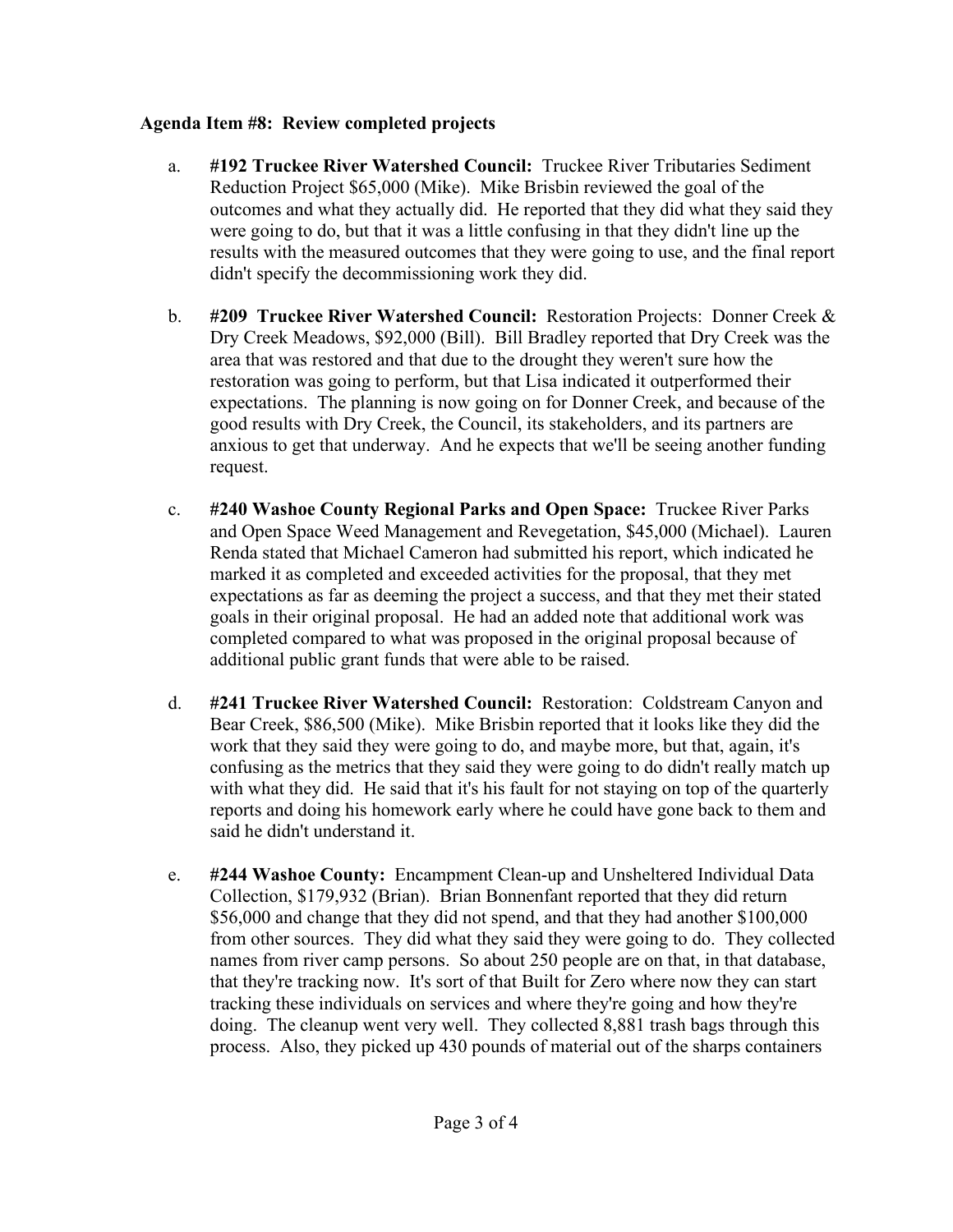**Agenda Item #8: Review completed projects**

a. **#192 Truckee River Watershed Council:** Truckee River Tributaries Sediment Reduction Project $65,000 (Mike). Mike Brisbin reviewed the goal of the outcomes and what they actually did. He reported that they did what they said they were going to do, but that it was a little confusing in that they didn't line up the results with the measured outcomes that they were going to use, and the final report didn't specify the decommissioning work they did.

b. **#209 Truckee River Watershed Council:** Restoration Projects: Donner Creek & Dry Creek Meadows, $92,000 (Bill). Bill Bradley reported that Dry Creek was the area that was restored and that due to the drought they weren't sure how the restoration was going to perform, but that Lisa indicated it outperformed their expectations. The planning is now going on for Donner Creek, and because of the good results with Dry Creek, the Council, its stakeholders, and its partners are anxious to get that underway. And he expects that we'll be seeing another funding request.

c. **#240 Washoe County Regional Parks and Open Space:** Truckee River Parks and Open Space Weed Management and Revegetation, $45,000 (Michael). Lauren Renda stated that Michael Cameron had submitted his report, which indicated he marked it as completed and exceeded activities for the proposal, that they met expectations as far as deeming the project a success, and that they met their stated goals in their original proposal. He had an added note that additional work was completed compared to what was proposed in the original proposal because of additional public grant funds that were able to be raised.

d. **#241 Truckee River Watershed Council:** Restoration: Coldstream Canyon and Bear Creek, $86,500 (Mike). Mike Brisbin reported that it looks like they did the work that they said they were going to do, and maybe more, but that, again, it's confusing as the metrics that they said they were going to do didn't really match up with what they did. He said that it's his fault for not staying on top of the quarterly reports and doing his homework early where he could have gone back to them and said he didn't understand it.

e. **#244 Washoe County:** Encampment Clean-up and Unsheltered Individual Data Collection, $179,932 (Brian). Brian Bonnenfant reported that they did return $56,000 and change that they did not spend, and that they had another $100,000 from other sources. They did what they said they were going to do. They collected names from river camp persons. So about 250 people are on that, in that database, that they're tracking now. It's sort of that Built for Zero where now they can start tracking these individuals on services and where they're going and how they're doing. The cleanup went very well. They collected 8,881 trash bags through this process. Also, they picked up 430 pounds of material out of the sharps containers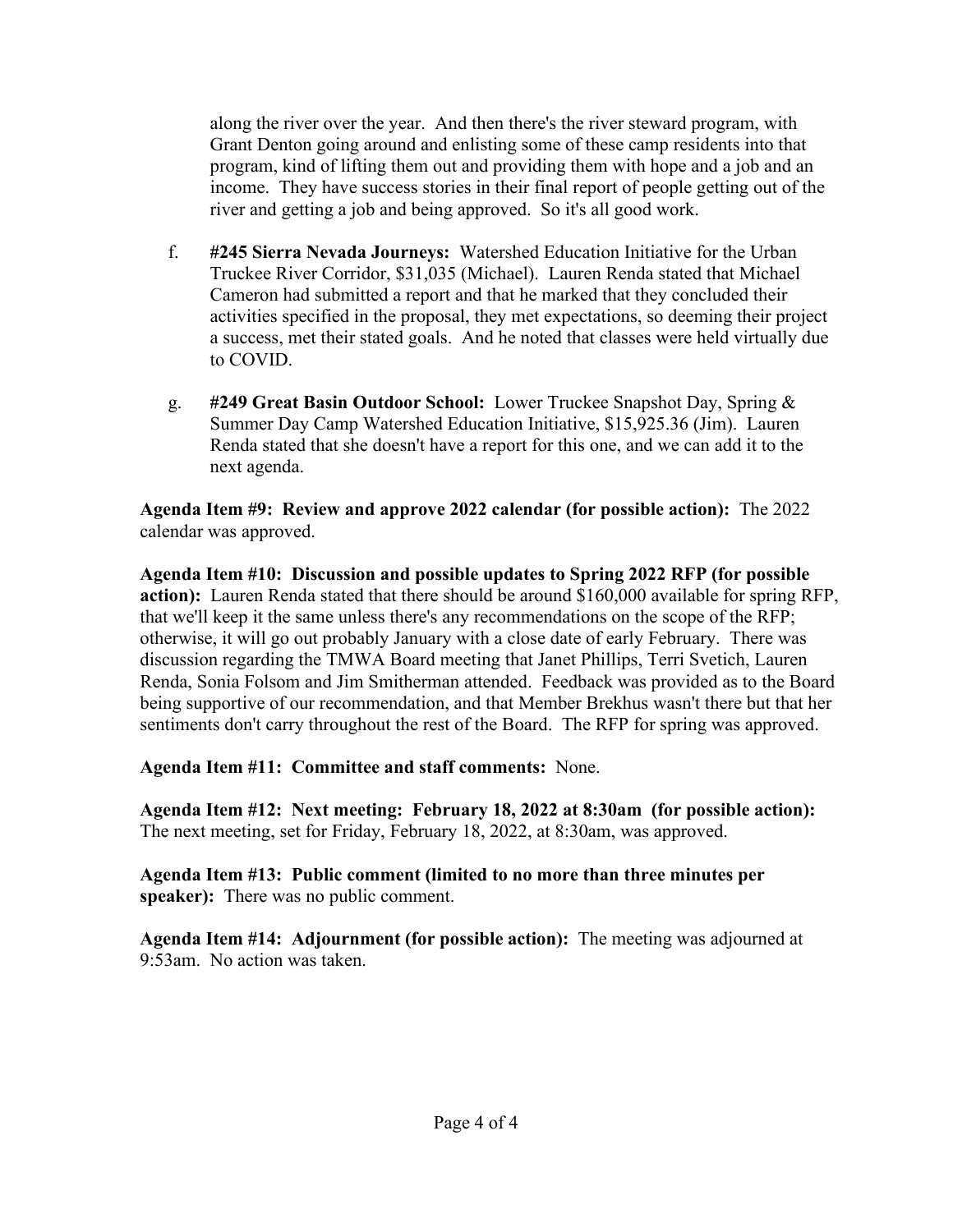along the river over the year. And then there's the river steward program, with Grant Denton going around and enlisting some of these camp residents into that program, kind of lifting them out and providing them with hope and a job and an income. They have success stories in their final report of people getting out of the river and getting a job and being approved. So it's all good work.

f. **#245 Sierra Nevada Journeys:** Watershed Education Initiative for the Urban Truckee River Corridor, $31,035 (Michael). Lauren Renda stated that Michael Cameron had submitted a report and that he marked that they concluded their activities specified in the proposal, they met expectations, so deeming their project a success, met their stated goals. And he noted that classes were held virtually due to COVID.

g. **#249 Great Basin Outdoor School:** Lower Truckee Snapshot Day, Spring & Summer Day Camp Watershed Education Initiative, $15,925.36 (Jim). Lauren Renda stated that she doesn't have a report for this one, and we can add it to the next agenda.

**Agenda Item #9: Review and approve 2022 calendar (for possible action):** The 2022 calendar was approved.

**Agenda Item #10: Discussion and possible updates to Spring 2022 RFP (for possible action):** Lauren Renda stated that there should be around $160,000 available for spring RFP, that we'll keep it the same unless there's any recommendations on the scope of the RFP; otherwise, it will go out probably January with a close date of early February. There was discussion regarding the TMWA Board meeting that Janet Phillips, Terri Svetich, Lauren Renda, Sonia Folsom and Jim Smitherman attended. Feedback was provided as to the Board being supportive of our recommendation, and that Member Brekhus wasn't there but that her sentiments don't carry throughout the rest of the Board. The RFP for spring was approved.

**Agenda Item #11: Committee and staff comments:** None.

**Agenda Item #12: Next meeting: February 18, 2022 at 8:30am (for possible action):** The next meeting, set for Friday, February 18, 2022, at 8:30am, was approved.

**Agenda Item #13: Public comment (limited to no more than three minutes per speaker):** There was no public comment.

**Agenda Item #14: Adjournment (for possible action):** The meeting was adjourned at 9:53am. No action was taken.